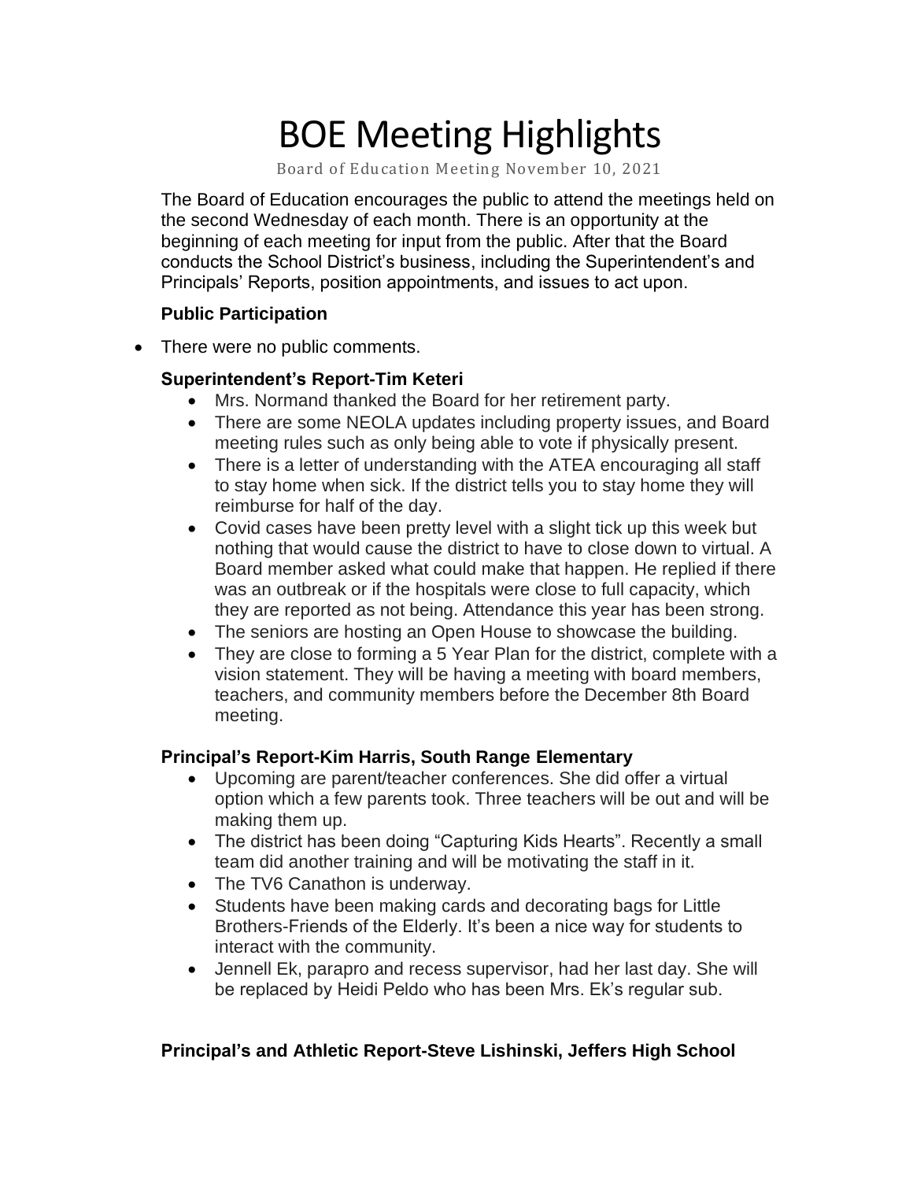# BOE Meeting Highlights

Board of Education Meeting November 10, 2021

The Board of Education encourages the public to attend the meetings held on the second Wednesday of each month. There is an opportunity at the beginning of each meeting for input from the public. After that the Board conducts the School District's business, including the Superintendent's and Principals' Reports, position appointments, and issues to act upon.

**Public Participation**

- There were no public comments.

**Superintendent's Report-Tim Keteri**

- Mrs. Normand thanked the Board for her retirement party.
- There are some NEOLA updates including property issues, and Board meeting rules such as only being able to vote if physically present.
- There is a letter of understanding with the ATEA encouraging all staff to stay home when sick. If the district tells you to stay home they will reimburse for half of the day.
- Covid cases have been pretty level with a slight tick up this week but nothing that would cause the district to have to close down to virtual. A Board member asked what could make that happen. He replied if there was an outbreak or if the hospitals were close to full capacity, which they are reported as not being. Attendance this year has been strong.
- The seniors are hosting an Open House to showcase the building.
- They are close to forming a 5 Year Plan for the district, complete with a vision statement. They will be having a meeting with board members, teachers, and community members before the December 8th Board meeting.

**Principal's Report-Kim Harris, South Range Elementary**

- Upcoming are parent/teacher conferences. She did offer a virtual option which a few parents took. Three teachers will be out and will be making them up.
- The district has been doing "Capturing Kids Hearts". Recently a small team did another training and will be motivating the staff in it.
- The TV6 Canathon is underway.
- Students have been making cards and decorating bags for Little Brothers-Friends of the Elderly. It's been a nice way for students to interact with the community.
- Jennell Ek, parapro and recess supervisor, had her last day. She will be replaced by Heidi Peldo who has been Mrs. Ek's regular sub.

**Principal's and Athletic Report-Steve Lishinski, Jeffers High School**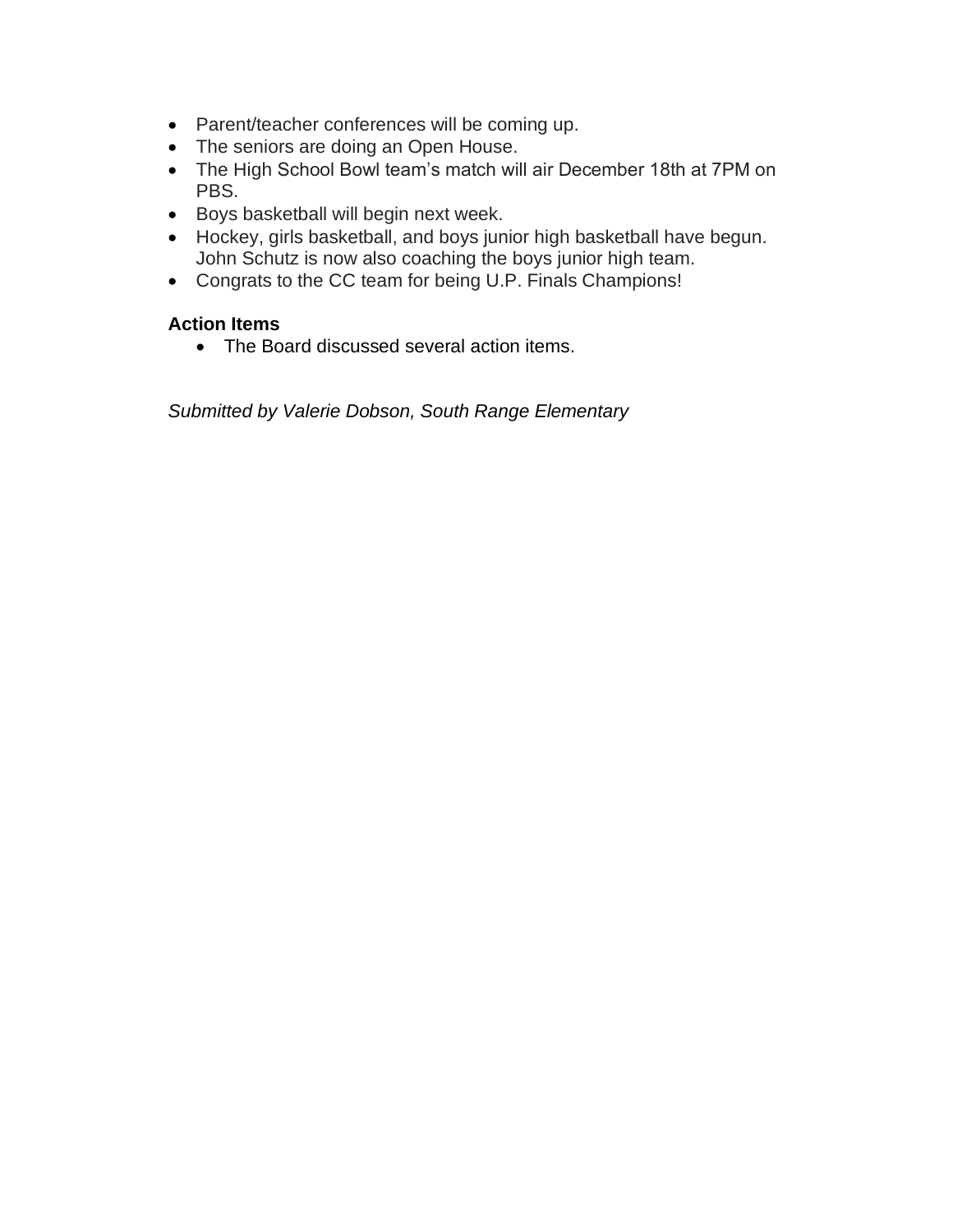- Parent/teacher conferences will be coming up.
- The seniors are doing an Open House.
- The High School Bowl team's match will air December 18th at 7PM on PBS.
- Boys basketball will begin next week.
- Hockey, girls basketball, and boys junior high basketball have begun. John Schutz is now also coaching the boys junior high team.
- Congrats to the CC team for being U.P. Finals Champions!

**Action Items**

- The Board discussed several action items.

*Submitted by Valerie Dobson, South Range Elementary*